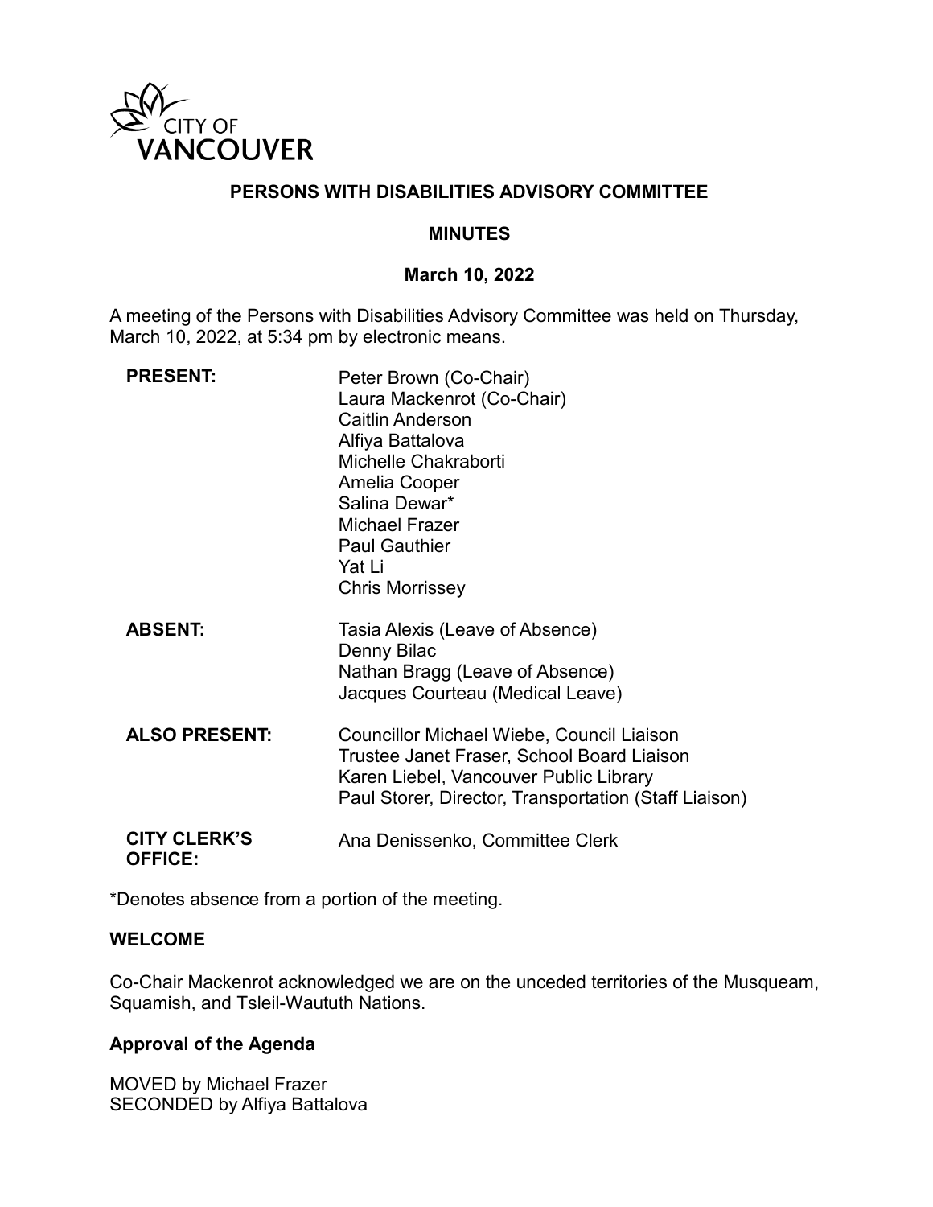CITY OF VANCOUVER

# PERSONS WITH DISABILITIES ADVISORY COMMITTEE

## MINUTES

### March 10, 2022

A meeting of the Persons with Disabilities Advisory Committee was held on Thursday, March 10, 2022, at 5:34 pm by electronic means.

| | |
|---|---|
| **PRESENT:** | Peter Brown (Co-Chair)<br>Laura Mackenrot (Co-Chair)<br>Caitlin Anderson<br>Alfiya Battalova<br>Michelle Chakraborti<br>Amelia Cooper<br>Salina Dewar*<br>Michael Frazer<br>Paul Gauthier<br>Yat Li<br>Chris Morrissey |
| **ABSENT:** | Tasia Alexis (Leave of Absence)<br>Denny Bilac<br>Nathan Bragg (Leave of Absence)<br>Jacques Courteau (Medical Leave) |
| **ALSO PRESENT:** | Councillor Michael Wiebe, Council Liaison<br>Trustee Janet Fraser, School Board Liaison<br>Karen Liebel, Vancouver Public Library<br>Paul Storer, Director, Transportation (Staff Liaison) |
| **CITY CLERK'S OFFICE:** | Ana Denissenko, Committee Clerk |

*Denotes absence from a portion of the meeting.

**WELCOME**

Co-Chair Mackenrot acknowledged we are on the unceded territories of the Musqueam, Squamish, and Tsleil-Waututh Nations.

**Approval of the Agenda**

MOVED by Michael Frazer
SECONDED by Alfiya Battalova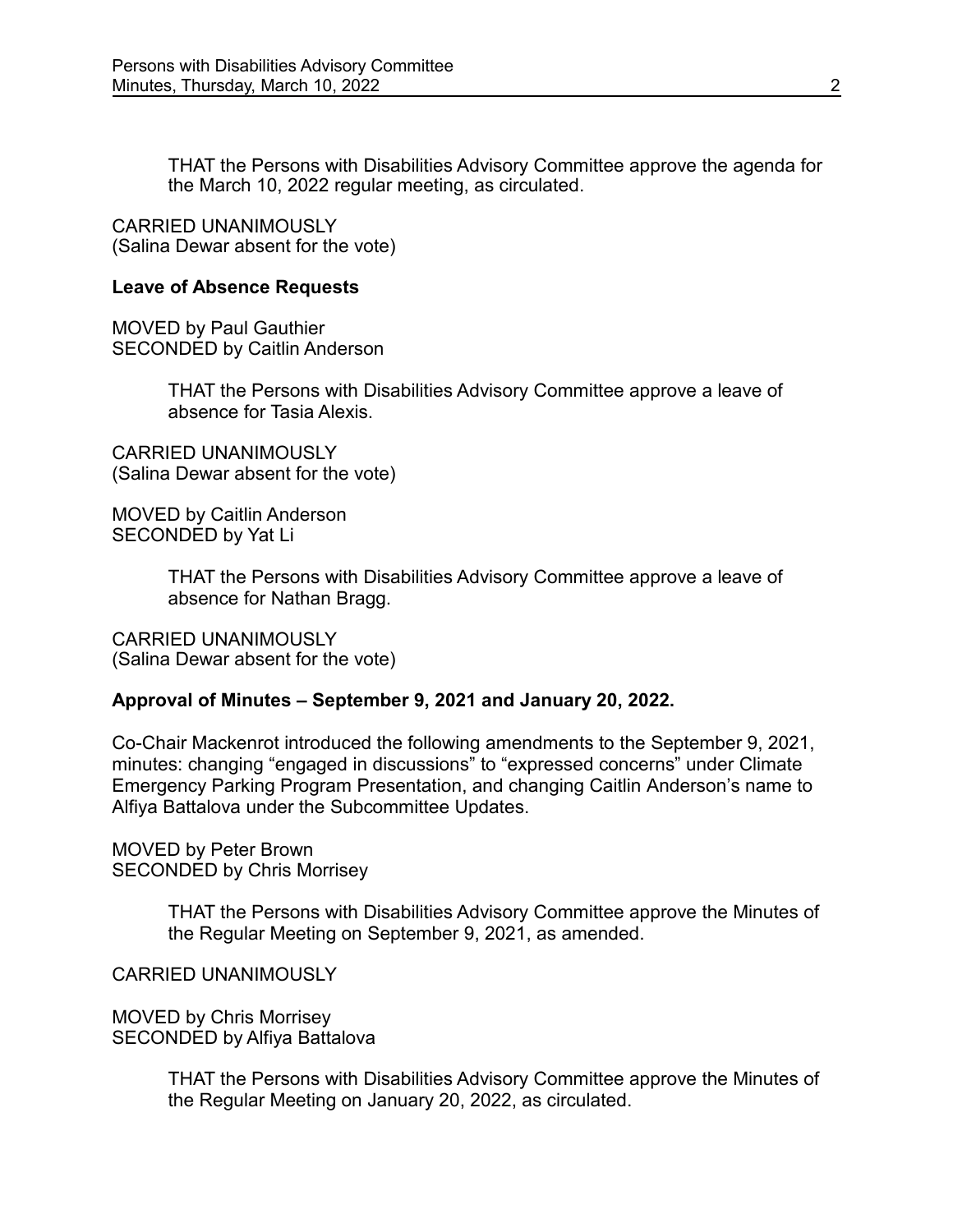THAT the Persons with Disabilities Advisory Committee approve the agenda for the March 10, 2022 regular meeting, as circulated.

CARRIED UNANIMOUSLY
(Salina Dewar absent for the vote)

**Leave of Absence Requests**

MOVED by Paul Gauthier
SECONDED by Caitlin Anderson

> THAT the Persons with Disabilities Advisory Committee approve a leave of absence for Tasia Alexis.

CARRIED UNANIMOUSLY
(Salina Dewar absent for the vote)

MOVED by Caitlin Anderson
SECONDED by Yat Li

> THAT the Persons with Disabilities Advisory Committee approve a leave of absence for Nathan Bragg.

CARRIED UNANIMOUSLY
(Salina Dewar absent for the vote)

**Approval of Minutes – September 9, 2021 and January 20, 2022.**

Co-Chair Mackenrot introduced the following amendments to the September 9, 2021, minutes: changing "engaged in discussions" to "expressed concerns" under Climate Emergency Parking Program Presentation, and changing Caitlin Anderson's name to Alfiya Battalova under the Subcommittee Updates.

MOVED by Peter Brown
SECONDED by Chris Morrisey

> THAT the Persons with Disabilities Advisory Committee approve the Minutes of the Regular Meeting on September 9, 2021, as amended.

CARRIED UNANIMOUSLY

MOVED by Chris Morrisey
SECONDED by Alfiya Battalova

> THAT the Persons with Disabilities Advisory Committee approve the Minutes of the Regular Meeting on January 20, 2022, as circulated.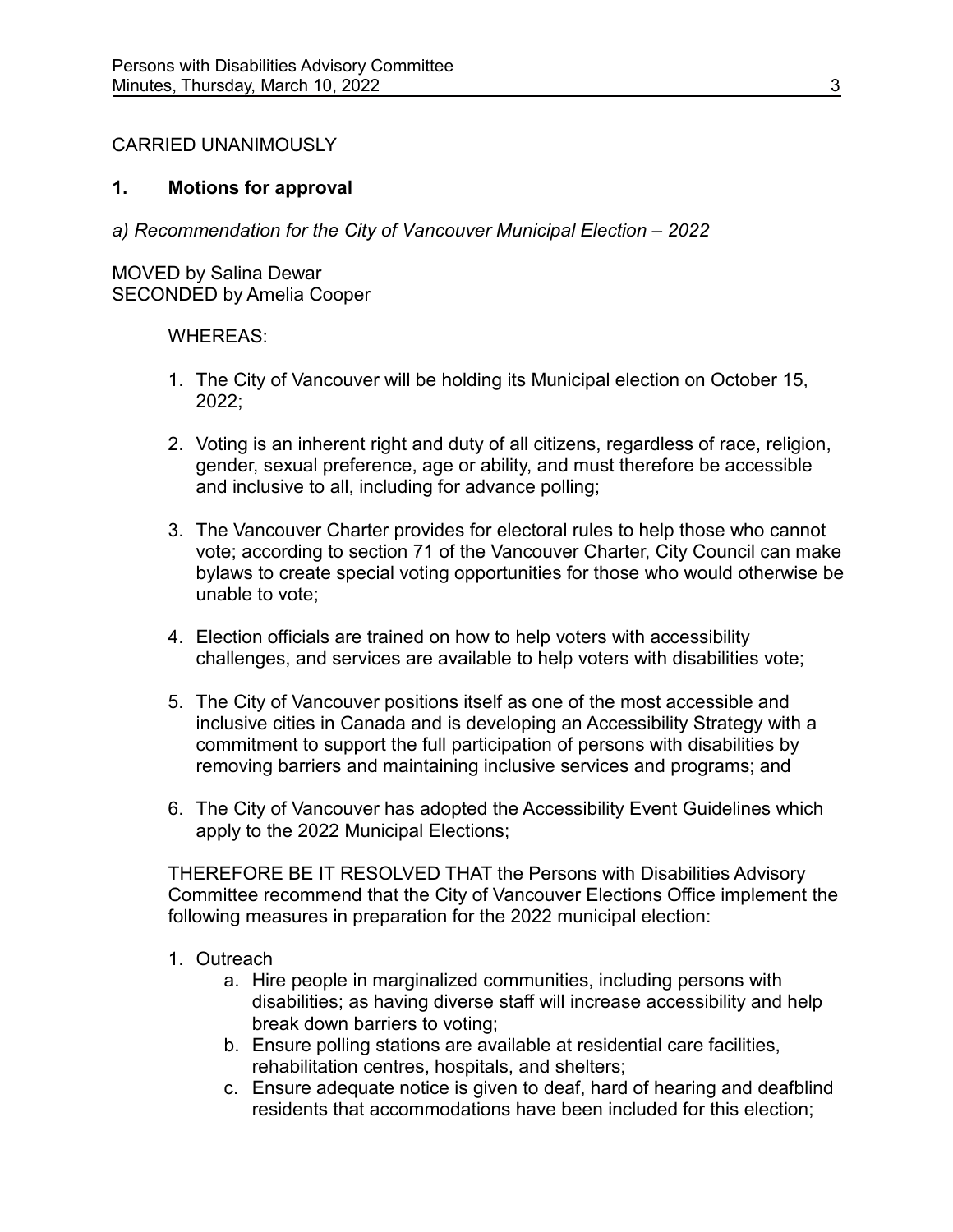CARRIED UNANIMOUSLY

## 1. Motions for approval

*a) Recommendation for the City of Vancouver Municipal Election – 2022*

MOVED by Salina Dewar
SECONDED by Amelia Cooper

WHEREAS:

1. The City of Vancouver will be holding its Municipal election on October 15, 2022;
2. Voting is an inherent right and duty of all citizens, regardless of race, religion, gender, sexual preference, age or ability, and must therefore be accessible and inclusive to all, including for advance polling;
3. The Vancouver Charter provides for electoral rules to help those who cannot vote; according to section 71 of the Vancouver Charter, City Council can make bylaws to create special voting opportunities for those who would otherwise be unable to vote;
4. Election officials are trained on how to help voters with accessibility challenges, and services are available to help voters with disabilities vote;
5. The City of Vancouver positions itself as one of the most accessible and inclusive cities in Canada and is developing an Accessibility Strategy with a commitment to support the full participation of persons with disabilities by removing barriers and maintaining inclusive services and programs; and
6. The City of Vancouver has adopted the Accessibility Event Guidelines which apply to the 2022 Municipal Elections;

THEREFORE BE IT RESOLVED THAT the Persons with Disabilities Advisory Committee recommend that the City of Vancouver Elections Office implement the following measures in preparation for the 2022 municipal election:

1. Outreach
   a. Hire people in marginalized communities, including persons with disabilities; as having diverse staff will increase accessibility and help break down barriers to voting;
   b. Ensure polling stations are available at residential care facilities, rehabilitation centres, hospitals, and shelters;
   c. Ensure adequate notice is given to deaf, hard of hearing and deafblind residents that accommodations have been included for this election;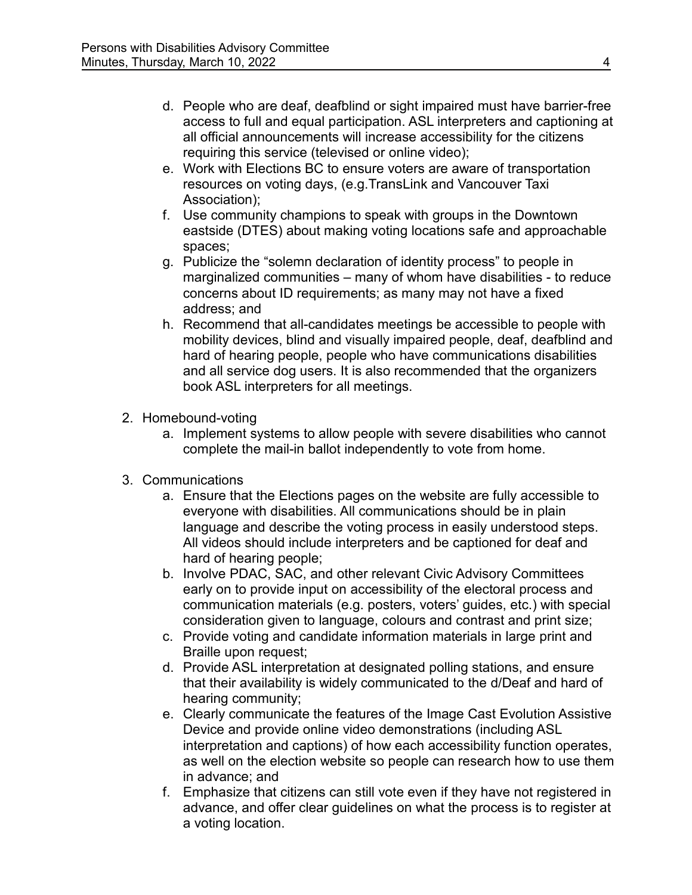d. People who are deaf, deafblind or sight impaired must have barrier-free access to full and equal participation. ASL interpreters and captioning at all official announcements will increase accessibility for the citizens requiring this service (televised or online video);
e. Work with Elections BC to ensure voters are aware of transportation resources on voting days, (e.g.TransLink and Vancouver Taxi Association);
f. Use community champions to speak with groups in the Downtown eastside (DTES) about making voting locations safe and approachable spaces;
g. Publicize the "solemn declaration of identity process" to people in marginalized communities – many of whom have disabilities - to reduce concerns about ID requirements; as many may not have a fixed address; and
h. Recommend that all-candidates meetings be accessible to people with mobility devices, blind and visually impaired people, deaf, deafblind and hard of hearing people, people who have communications disabilities and all service dog users. It is also recommended that the organizers book ASL interpreters for all meetings.

2. Homebound-voting
   a. Implement systems to allow people with severe disabilities who cannot complete the mail-in ballot independently to vote from home.

3. Communications
   a. Ensure that the Elections pages on the website are fully accessible to everyone with disabilities. All communications should be in plain language and describe the voting process in easily understood steps. All videos should include interpreters and be captioned for deaf and hard of hearing people;
   b. Involve PDAC, SAC, and other relevant Civic Advisory Committees early on to provide input on accessibility of the electoral process and communication materials (e.g. posters, voters' guides, etc.) with special consideration given to language, colours and contrast and print size;
   c. Provide voting and candidate information materials in large print and Braille upon request;
   d. Provide ASL interpretation at designated polling stations, and ensure that their availability is widely communicated to the d/Deaf and hard of hearing community;
   e. Clearly communicate the features of the Image Cast Evolution Assistive Device and provide online video demonstrations (including ASL interpretation and captions) of how each accessibility function operates, as well on the election website so people can research how to use them in advance; and
   f. Emphasize that citizens can still vote even if they have not registered in advance, and offer clear guidelines on what the process is to register at a voting location.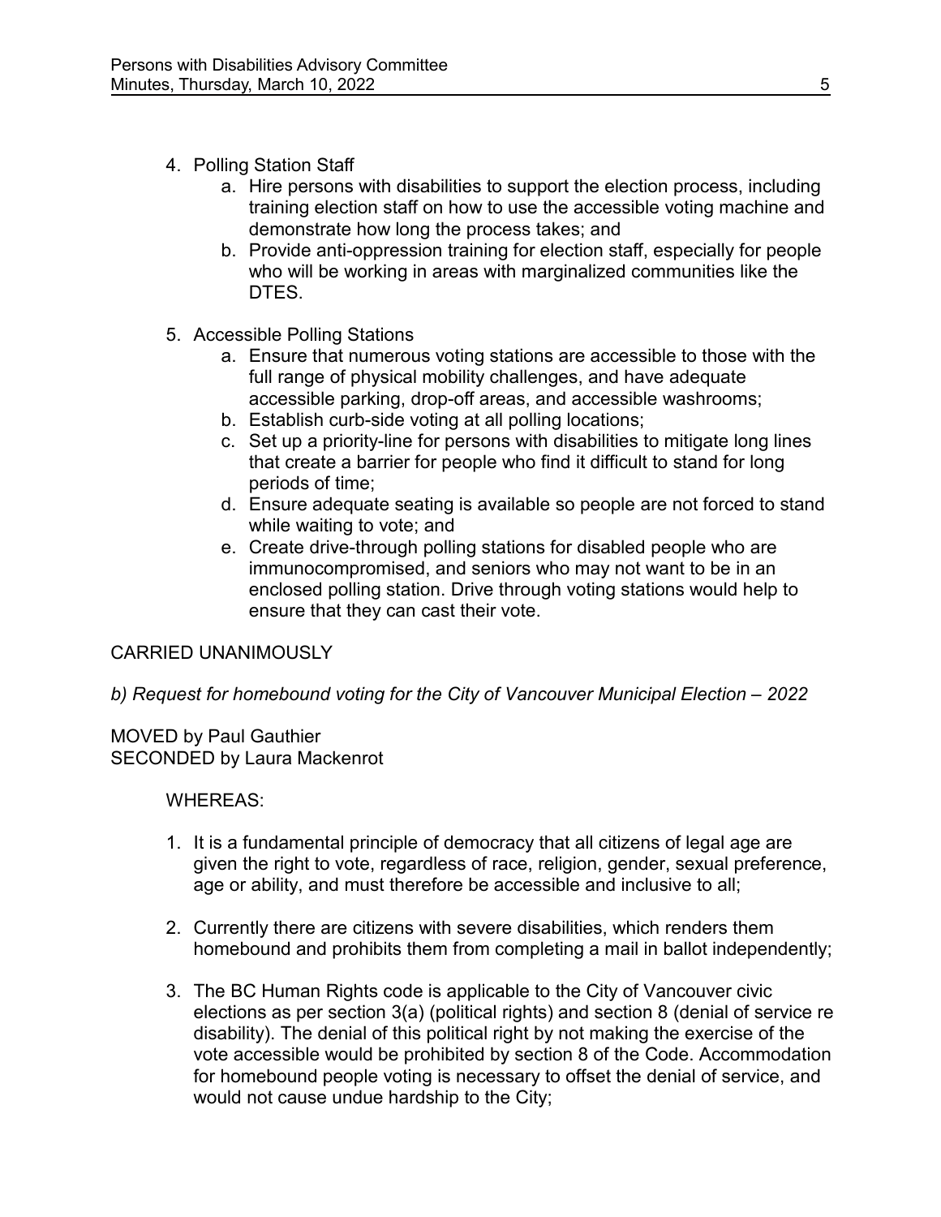4. Polling Station Staff
   a. Hire persons with disabilities to support the election process, including training election staff on how to use the accessible voting machine and demonstrate how long the process takes; and
   b. Provide anti-oppression training for election staff, especially for people who will be working in areas with marginalized communities like the DTES.

5. Accessible Polling Stations
   a. Ensure that numerous voting stations are accessible to those with the full range of physical mobility challenges, and have adequate accessible parking, drop-off areas, and accessible washrooms;
   b. Establish curb-side voting at all polling locations;
   c. Set up a priority-line for persons with disabilities to mitigate long lines that create a barrier for people who find it difficult to stand for long periods of time;
   d. Ensure adequate seating is available so people are not forced to stand while waiting to vote; and
   e. Create drive-through polling stations for disabled people who are immunocompromised, and seniors who may not want to be in an enclosed polling station. Drive through voting stations would help to ensure that they can cast their vote.

CARRIED UNANIMOUSLY

*b) Request for homebound voting for the City of Vancouver Municipal Election – 2022*

MOVED by Paul Gauthier
SECONDED by Laura Mackenrot

WHEREAS:

1. It is a fundamental principle of democracy that all citizens of legal age are given the right to vote, regardless of race, religion, gender, sexual preference, age or ability, and must therefore be accessible and inclusive to all;

2. Currently there are citizens with severe disabilities, which renders them homebound and prohibits them from completing a mail in ballot independently;

3. The BC Human Rights code is applicable to the City of Vancouver civic elections as per section 3(a) (political rights) and section 8 (denial of service re disability). The denial of this political right by not making the exercise of the vote accessible would be prohibited by section 8 of the Code. Accommodation for homebound people voting is necessary to offset the denial of service, and would not cause undue hardship to the City;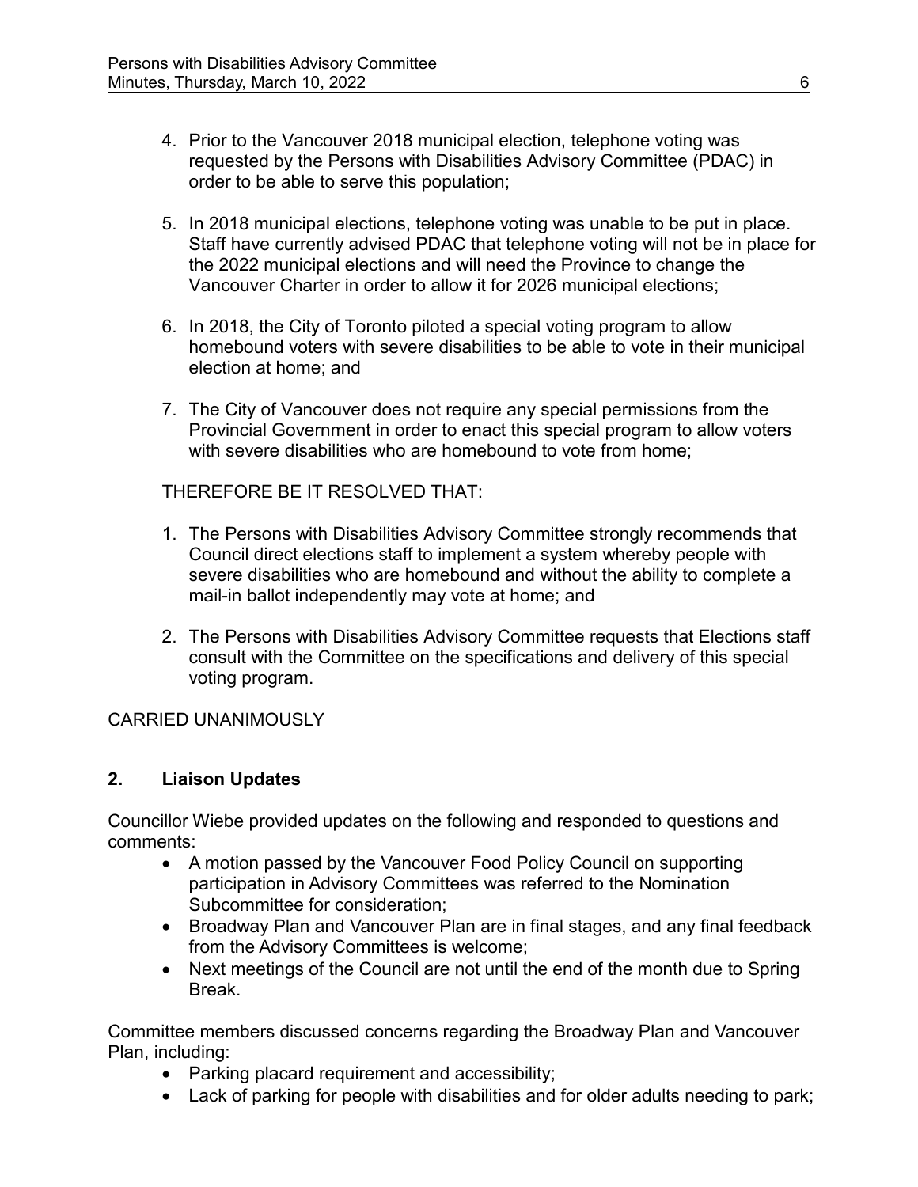4. Prior to the Vancouver 2018 municipal election, telephone voting was requested by the Persons with Disabilities Advisory Committee (PDAC) in order to be able to serve this population;

5. In 2018 municipal elections, telephone voting was unable to be put in place. Staff have currently advised PDAC that telephone voting will not be in place for the 2022 municipal elections and will need the Province to change the Vancouver Charter in order to allow it for 2026 municipal elections;

6. In 2018, the City of Toronto piloted a special voting program to allow homebound voters with severe disabilities to be able to vote in their municipal election at home; and

7. The City of Vancouver does not require any special permissions from the Provincial Government in order to enact this special program to allow voters with severe disabilities who are homebound to vote from home;

THEREFORE BE IT RESOLVED THAT:

1. The Persons with Disabilities Advisory Committee strongly recommends that Council direct elections staff to implement a system whereby people with severe disabilities who are homebound and without the ability to complete a mail-in ballot independently may vote at home; and

2. The Persons with Disabilities Advisory Committee requests that Elections staff consult with the Committee on the specifications and delivery of this special voting program.

CARRIED UNANIMOUSLY

## 2. Liaison Updates

Councillor Wiebe provided updates on the following and responded to questions and comments:

- A motion passed by the Vancouver Food Policy Council on supporting participation in Advisory Committees was referred to the Nomination Subcommittee for consideration;
- Broadway Plan and Vancouver Plan are in final stages, and any final feedback from the Advisory Committees is welcome;
- Next meetings of the Council are not until the end of the month due to Spring Break.

Committee members discussed concerns regarding the Broadway Plan and Vancouver Plan, including:

- Parking placard requirement and accessibility;
- Lack of parking for people with disabilities and for older adults needing to park;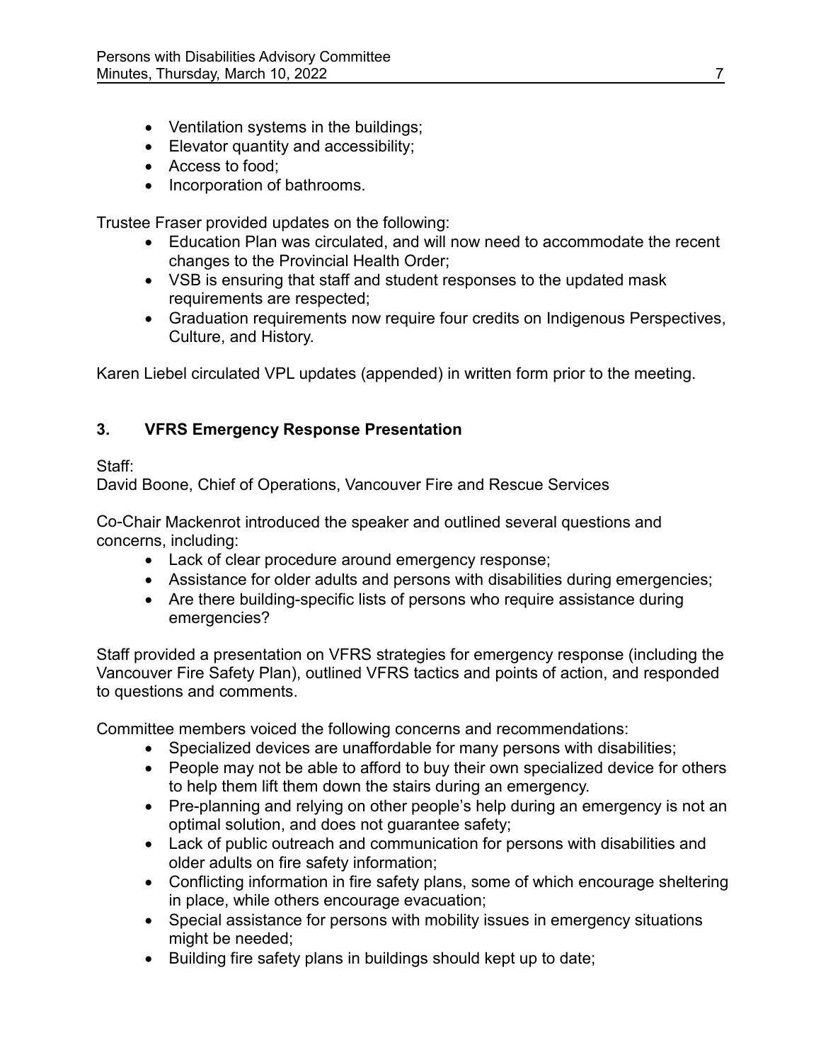- Ventilation systems in the buildings;
- Elevator quantity and accessibility;
- Access to food;
- Incorporation of bathrooms.

Trustee Fraser provided updates on the following:

- Education Plan was circulated, and will now need to accommodate the recent changes to the Provincial Health Order;
- VSB is ensuring that staff and student responses to the updated mask requirements are respected;
- Graduation requirements now require four credits on Indigenous Perspectives, Culture, and History.

Karen Liebel circulated VPL updates (appended) in written form prior to the meeting.

## 3. VFRS Emergency Response Presentation

Staff:
David Boone, Chief of Operations, Vancouver Fire and Rescue Services

Co-Chair Mackenrot introduced the speaker and outlined several questions and concerns, including:

- Lack of clear procedure around emergency response;
- Assistance for older adults and persons with disabilities during emergencies;
- Are there building-specific lists of persons who require assistance during emergencies?

Staff provided a presentation on VFRS strategies for emergency response (including the Vancouver Fire Safety Plan), outlined VFRS tactics and points of action, and responded to questions and comments.

Committee members voiced the following concerns and recommendations:

- Specialized devices are unaffordable for many persons with disabilities;
- People may not be able to afford to buy their own specialized device for others to help them lift them down the stairs during an emergency.
- Pre-planning and relying on other people's help during an emergency is not an optimal solution, and does not guarantee safety;
- Lack of public outreach and communication for persons with disabilities and older adults on fire safety information;
- Conflicting information in fire safety plans, some of which encourage sheltering in place, while others encourage evacuation;
- Special assistance for persons with mobility issues in emergency situations might be needed;
- Building fire safety plans in buildings should kept up to date;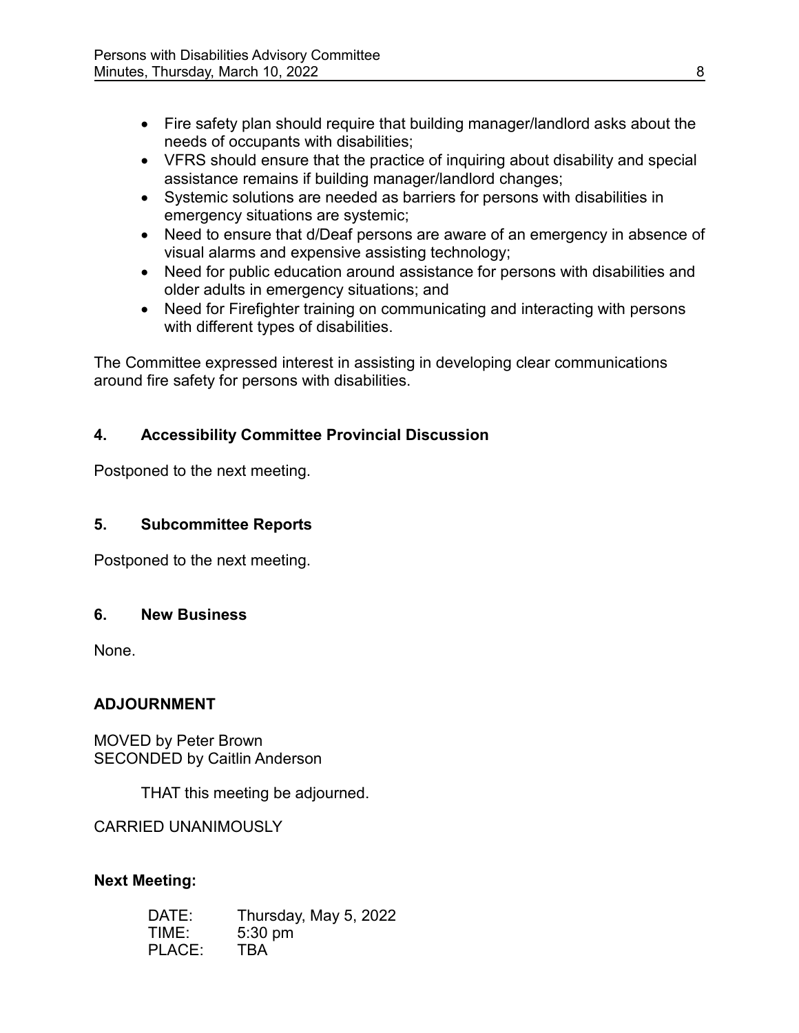- Fire safety plan should require that building manager/landlord asks about the needs of occupants with disabilities;
- VFRS should ensure that the practice of inquiring about disability and special assistance remains if building manager/landlord changes;
- Systemic solutions are needed as barriers for persons with disabilities in emergency situations are systemic;
- Need to ensure that d/Deaf persons are aware of an emergency in absence of visual alarms and expensive assisting technology;
- Need for public education around assistance for persons with disabilities and older adults in emergency situations; and
- Need for Firefighter training on communicating and interacting with persons with different types of disabilities.

The Committee expressed interest in assisting in developing clear communications around fire safety for persons with disabilities.

## 4. Accessibility Committee Provincial Discussion

Postponed to the next meeting.

## 5. Subcommittee Reports

Postponed to the next meeting.

## 6. New Business

None.

## ADJOURNMENT

MOVED by Peter Brown
SECONDED by Caitlin Anderson

THAT this meeting be adjourned.

CARRIED UNANIMOUSLY

**Next Meeting:**

DATE: Thursday, May 5, 2022
TIME: 5:30 pm
PLACE: TBA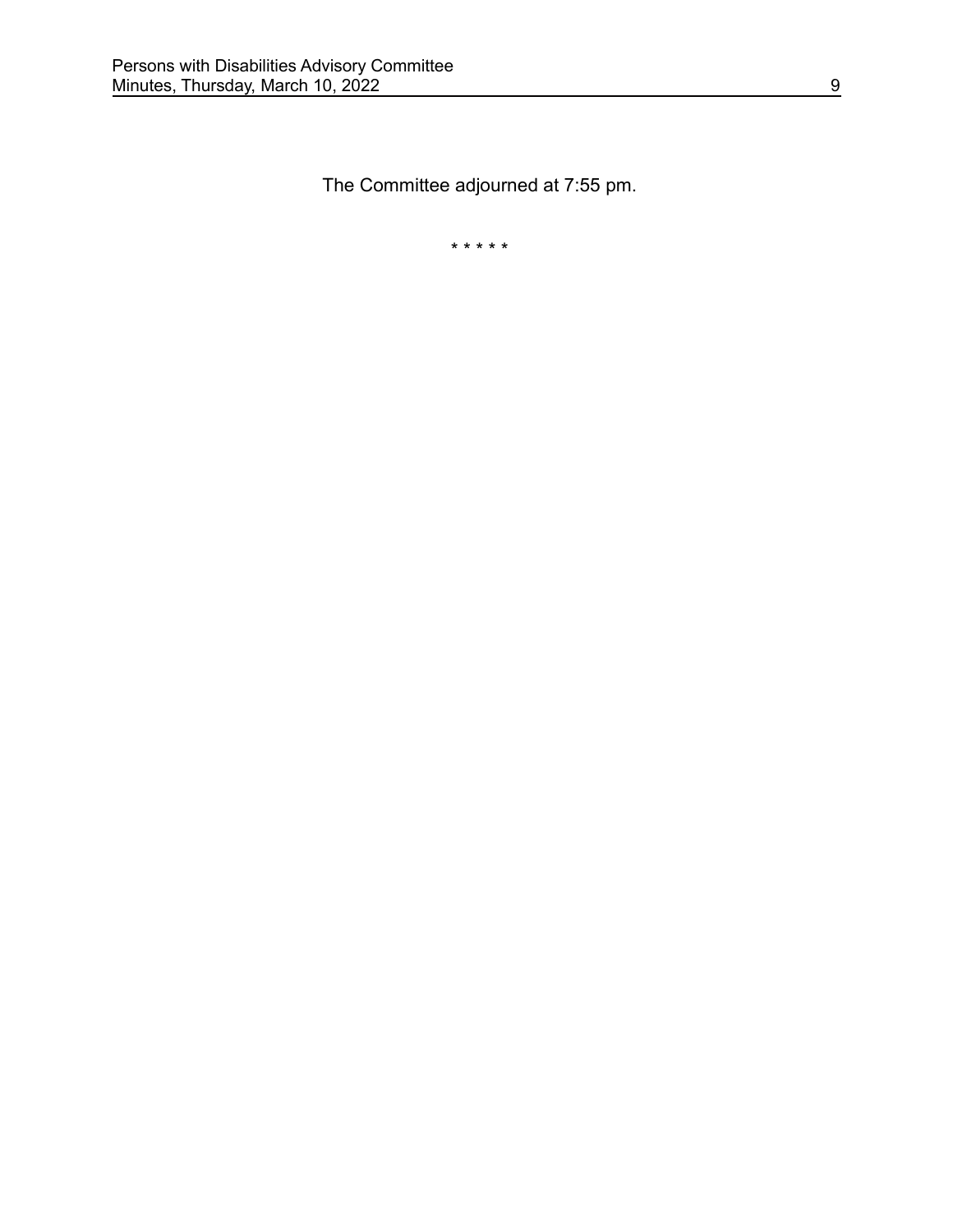The Committee adjourned at 7:55 pm.

* * * * *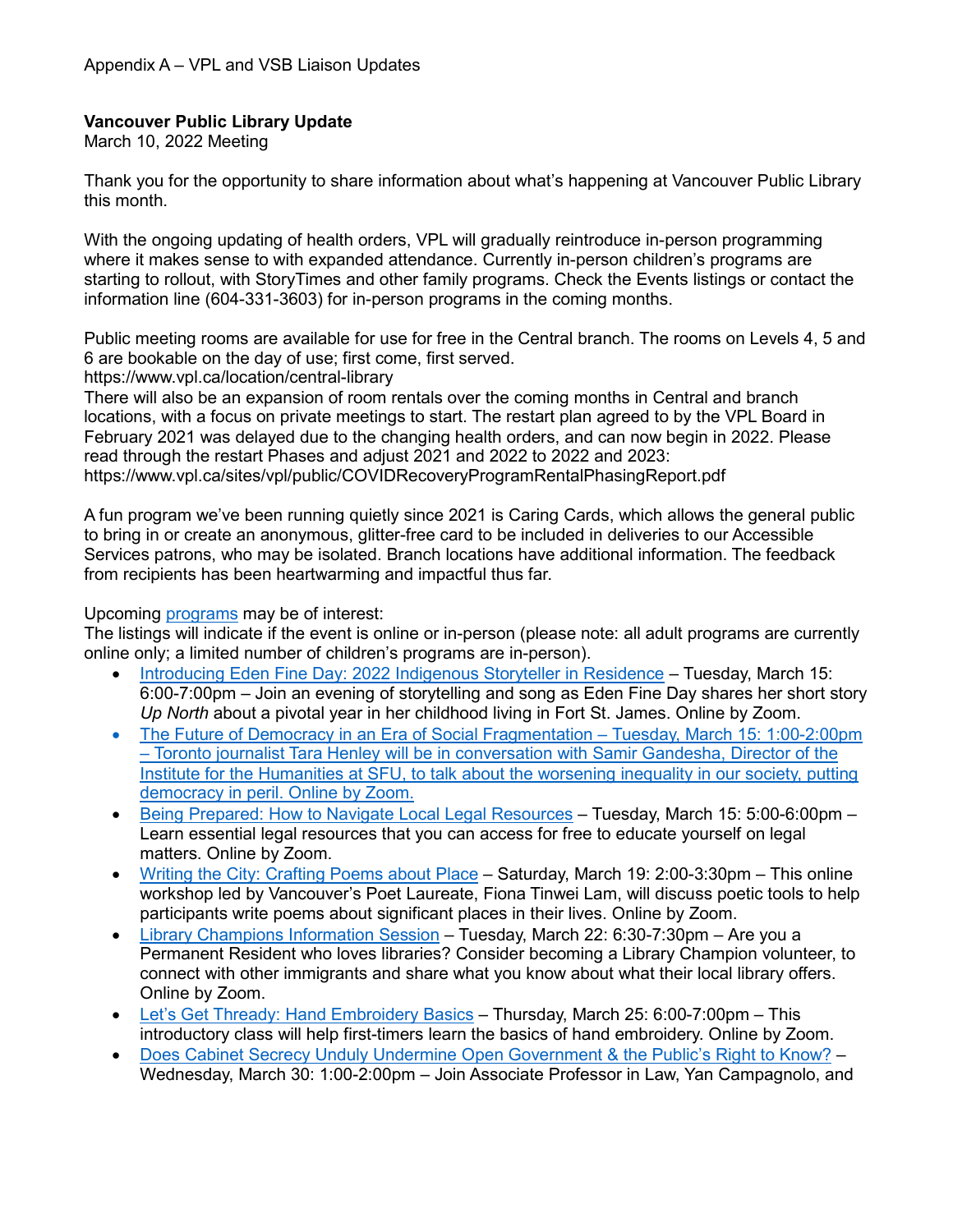Appendix A – VPL and VSB Liaison Updates

**Vancouver Public Library Update**
March 10, 2022 Meeting

Thank you for the opportunity to share information about what's happening at Vancouver Public Library this month.

With the ongoing updating of health orders, VPL will gradually reintroduce in-person programming where it makes sense to with expanded attendance. Currently in-person children's programs are starting to rollout, with StoryTimes and other family programs. Check the Events listings or contact the information line (604-331-3603) for in-person programs in the coming months.

Public meeting rooms are available for use for free in the Central branch. The rooms on Levels 4, 5 and 6 are bookable on the day of use; first come, first served.
https://www.vpl.ca/location/central-library
There will also be an expansion of room rentals over the coming months in Central and branch locations, with a focus on private meetings to start. The restart plan agreed to by the VPL Board in February 2021 was delayed due to the changing health orders, and can now begin in 2022. Please read through the restart Phases and adjust 2021 and 2022 to 2022 and 2023:
https://www.vpl.ca/sites/vpl/public/COVIDRecoveryProgramRentalPhasingReport.pdf

A fun program we've been running quietly since 2021 is Caring Cards, which allows the general public to bring in or create an anonymous, glitter-free card to be included in deliveries to our Accessible Services patrons, who may be isolated. Branch locations have additional information. The feedback from recipients has been heartwarming and impactful thus far.

Upcoming programs may be of interest:
The listings will indicate if the event is online or in-person (please note: all adult programs are currently online only; a limited number of children's programs are in-person).

- Introducing Eden Fine Day: 2022 Indigenous Storyteller in Residence – Tuesday, March 15: 6:00-7:00pm – Join an evening of storytelling and song as Eden Fine Day shares her short story *Up North* about a pivotal year in her childhood living in Fort St. James. Online by Zoom.
- The Future of Democracy in an Era of Social Fragmentation – Tuesday, March 15: 1:00-2:00pm – Toronto journalist Tara Henley will be in conversation with Samir Gandesha, Director of the Institute for the Humanities at SFU, to talk about the worsening inequality in our society, putting democracy in peril. Online by Zoom.
- Being Prepared: How to Navigate Local Legal Resources – Tuesday, March 15: 5:00-6:00pm – Learn essential legal resources that you can access for free to educate yourself on legal matters. Online by Zoom.
- Writing the City: Crafting Poems about Place – Saturday, March 19: 2:00-3:30pm – This online workshop led by Vancouver's Poet Laureate, Fiona Tinwei Lam, will discuss poetic tools to help participants write poems about significant places in their lives. Online by Zoom.
- Library Champions Information Session – Tuesday, March 22: 6:30-7:30pm – Are you a Permanent Resident who loves libraries? Consider becoming a Library Champion volunteer, to connect with other immigrants and share what you know about what their local library offers. Online by Zoom.
- Let's Get Thready: Hand Embroidery Basics – Thursday, March 25: 6:00-7:00pm – This introductory class will help first-timers learn the basics of hand embroidery. Online by Zoom.
- Does Cabinet Secrecy Unduly Undermine Open Government & the Public's Right to Know? – Wednesday, March 30: 1:00-2:00pm – Join Associate Professor in Law, Yan Campagnolo, and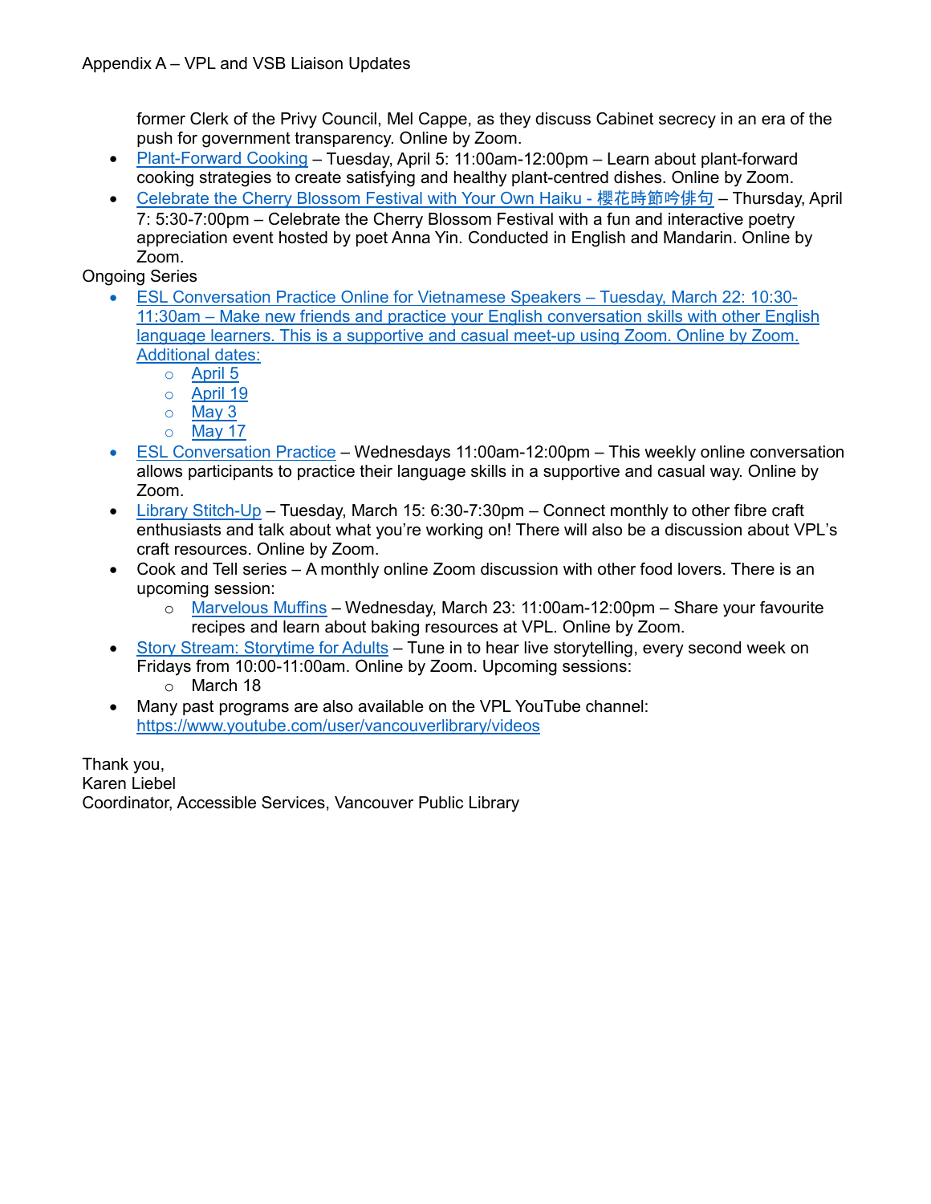former Clerk of the Privy Council, Mel Cappe, as they discuss Cabinet secrecy in an era of the push for government transparency. Online by Zoom.

- Plant-Forward Cooking – Tuesday, April 5: 11:00am-12:00pm – Learn about plant-forward cooking strategies to create satisfying and healthy plant-centred dishes. Online by Zoom.
- Celebrate the Cherry Blossom Festival with Your Own Haiku - 櫻花時節吟俳句 – Thursday, April 7: 5:30-7:00pm – Celebrate the Cherry Blossom Festival with a fun and interactive poetry appreciation event hosted by poet Anna Yin. Conducted in English and Mandarin. Online by Zoom.

Ongoing Series

- ESL Conversation Practice Online for Vietnamese Speakers – Tuesday, March 22: 10:30-11:30am – Make new friends and practice your English conversation skills with other English language learners. This is a supportive and casual meet-up using Zoom. Online by Zoom. Additional dates:
  - April 5
  - April 19
  - May 3
  - May 17
- ESL Conversation Practice – Wednesdays 11:00am-12:00pm – This weekly online conversation allows participants to practice their language skills in a supportive and casual way. Online by Zoom.
- Library Stitch-Up – Tuesday, March 15: 6:30-7:30pm – Connect monthly to other fibre craft enthusiasts and talk about what you're working on! There will also be a discussion about VPL's craft resources. Online by Zoom.
- Cook and Tell series – A monthly online Zoom discussion with other food lovers. There is an upcoming session:
  - Marvelous Muffins – Wednesday, March 23: 11:00am-12:00pm – Share your favourite recipes and learn about baking resources at VPL. Online by Zoom.
- Story Stream: Storytime for Adults – Tune in to hear live storytelling, every second week on Fridays from 10:00-11:00am. Online by Zoom. Upcoming sessions:
  - March 18
- Many past programs are also available on the VPL YouTube channel: https://www.youtube.com/user/vancouverlibrary/videos

Thank you,
Karen Liebel
Coordinator, Accessible Services, Vancouver Public Library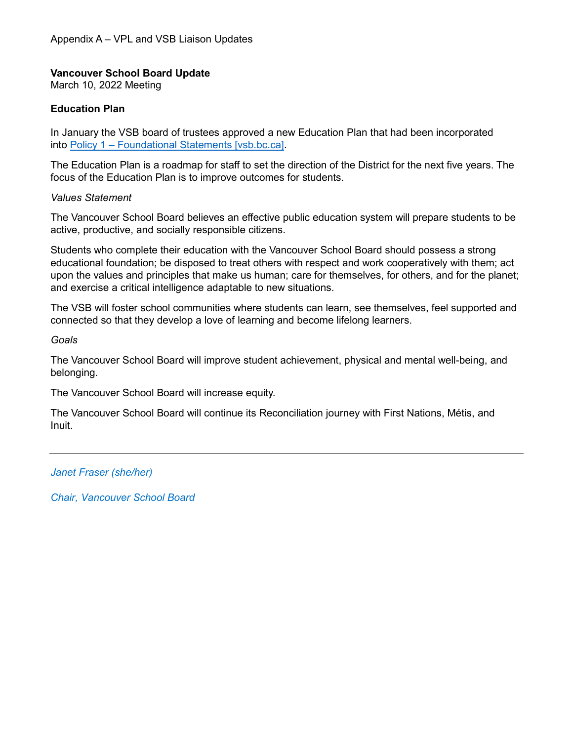Appendix A – VPL and VSB Liaison Updates

**Vancouver School Board Update**
March 10, 2022 Meeting

**Education Plan**

In January the VSB board of trustees approved a new Education Plan that had been incorporated into [Policy 1 – Foundational Statements [vsb.bc.ca]].

The Education Plan is a roadmap for staff to set the direction of the District for the next five years. The focus of the Education Plan is to improve outcomes for students.

*Values Statement*

The Vancouver School Board believes an effective public education system will prepare students to be active, productive, and socially responsible citizens.

Students who complete their education with the Vancouver School Board should possess a strong educational foundation; be disposed to treat others with respect and work cooperatively with them; act upon the values and principles that make us human; care for themselves, for others, and for the planet; and exercise a critical intelligence adaptable to new situations.

The VSB will foster school communities where students can learn, see themselves, feel supported and connected so that they develop a love of learning and become lifelong learners.

*Goals*

The Vancouver School Board will improve student achievement, physical and mental well-being, and belonging.

The Vancouver School Board will increase equity.

The Vancouver School Board will continue its Reconciliation journey with First Nations, Métis, and Inuit.

---

*Janet Fraser (she/her)*

*Chair, Vancouver School Board*